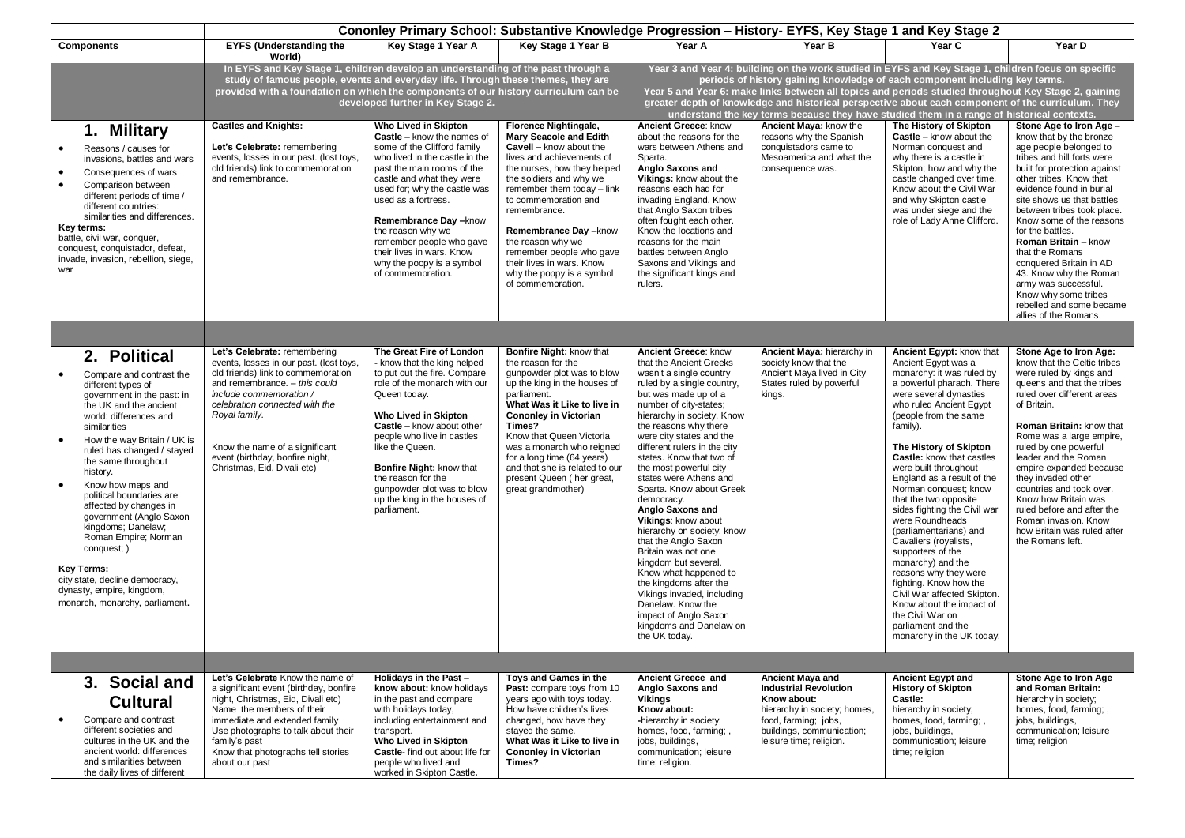# Cononley Primary School: Substantive Knowledge Progression – History- EYFS, Key Stage 1 and Key Stage 2

| Components | EYFS (Understanding the World) | Key Stage 1 Year A | Key Stage 1 Year B | Year A | Year B | Year C | Year D |
|---|---|---|---|---|---|---|---|
| | In EYFS and Key Stage 1, children develop an understanding of the past through a study of famous people, events and everyday life. Through these themes, they are provided with a foundation on which the components of our history curriculum can be developed further in Key Stage 2. | | | Year 3 and Year 4: building on the work studied in EYFS and Key Stage 1, children focus on specific periods of history gaining knowledge of each component including key terms. Year 5 and Year 6: make links between all topics and periods studied throughout Key Stage 2, gaining greater depth of knowledge and historical perspective about each component of the curriculum. They understand the key terms because they have studied them in a range of historical contexts. | | | |
| **1. Military**<br>• Reasons / causes for invasions, battles and wars<br>• Consequences of wars<br>• Comparison between different periods of time / different countries: similarities and differences.<br>**Key terms:**<br>battle, civil war, conquer, conquest, conquistador, defeat, invade, invasion, rebellion, siege, war | **Castles and Knights:**<br><br>**Let's Celebrate:** remembering events, losses in our past. (lost toys, old friends) link to commemoration and remembrance. | **Who Lived in Skipton Castle –** know the names of some of the Clifford family who lived in the castle in the past the main rooms of the castle and what they were used for; why the castle was used as a fortress.<br><br>**Remembrance Day –**know the reason why we remember people who gave their lives in wars. Know why the poopy is a symbol of commemoration. | **Florence Nightingale, Mary Seacole and Edith Cavell –** know about the lives and achievements of the nurses, how they helped the soldiers and why we remember them today – link to commemoration and remembrance.<br><br>**Remembrance Day –**know the reason why we remember people who gave their lives in wars. Know why the poppy is a symbol of commemoration. | **Ancient Greece**: know about the reasons for the wars between Athens and Sparta.<br>**Anglo Saxons and Vikings:** know about the reasons each had for invading England. Know that Anglo Saxon tribes often fought each other. Know the locations and reasons for the main battles between Anglo Saxons and Vikings and the significant kings and rulers. | **Ancient Maya:** know the reasons why the Spanish conquistadors came to Mesoamerica and what the consequence was. | **The History of Skipton Castle** – know about the Norman conquest and why there is a castle in Skipton; how and why the castle changed over time. Know about the Civil War and why Skipton castle was under siege and the role of Lady Anne Clifford. | **Stone Age to Iron Age –** know that by the bronze age people belonged to tribes and hill forts were built for protection against other tribes. Know that evidence found in burial site shows us that battles between tribes took place. Know some of the reasons for the battles.<br>**Roman Britain –** know that the Romans conquered Britain in AD 43. Know why the Roman army was successful. Know why some tribes rebelled and some became allies of the Romans. |
| | | | | | | | |
| **2. Political**<br>• Compare and contrast the different types of government in the past: in the UK and the ancient world: differences and similarities<br>• How the way Britain / UK is ruled has changed / stayed the same throughout history.<br>• Know how maps and political boundaries are affected by changes in government (Anglo Saxon kingdoms; Danelaw; Roman Empire; Norman conquest; )<br><br>**Key Terms:**<br>city state, decline democracy, dynasty, empire, kingdom, monarch, monarchy, parliament. | **Let's Celebrate:** remembering events, losses in our past. (lost toys, old friends) link to commemoration and remembrance. – *this could include commemoration / celebration connected with the Royal family.*<br><br>Know the name of a significant event (birthday, bonfire night, Christmas, Eid, Divali etc) | **The Great Fire of London -** know that the king helped to put out the fire. Compare role of the monarch with our Queen today.<br><br>**Who Lived in Skipton Castle –** know about other people who live in castles like the Queen.<br><br>**Bonfire Night:** know that the reason for the gunpowder plot was to blow up the king in the houses of parliament. | **Bonfire Night:** know that the reason for the gunpowder plot was to blow up the king in the houses of parliament.<br>**What Was it Like to live in Cononley in Victorian Times?**<br>Know that Queen Victoria was a monarch who reigned for a long time (64 years) and that she is related to our present Queen ( her great, great grandmother) | **Ancient Greece**: know that the Ancient Greeks wasn't a single country ruled by a single country, but was made up of a number of city-states; hierarchy in society. Know the reasons why there were city states and the different rulers in the city states. Know that two of the most powerful city states were Athens and Sparta. Know about Greek democracy.<br>**Anglo Saxons and Vikings**: know about hierarchy on society; know that the Anglo Saxon Britain was not one kingdom but several. Know what happened to the kingdoms after the Vikings invaded, including Danelaw. Know the impact of Anglo Saxon kingdoms and Danelaw on the UK today. | **Ancient Maya:** hierarchy in society know that the Ancient Maya lived in City States ruled by powerful kings. | **Ancient Egypt:** know that Ancient Egypt was a monarchy: it was ruled by a powerful pharaoh. There were several dynasties who ruled Ancient Egypt (people from the same family).<br><br>**The History of Skipton Castle:** know that castles were built throughout England as a result of the Norman conquest; know that the two opposite sides fighting the Civil war were Roundheads (parliamentarians) and Cavaliers (royalists, supporters of the monarchy) and the reasons why they were fighting. Know how the Civil War affected Skipton. Know about the impact of the Civil War on parliament and the monarchy in the UK today. | **Stone Age to Iron Age:** know that the Celtic tribes were ruled by kings and queens and that the tribes ruled over different areas of Britain.<br><br>**Roman Britain:** know that Rome was a large empire, ruled by one powerful leader and the Roman empire expanded because they invaded other countries and took over. Know how Britain was ruled before and after the Roman invasion. Know how Britain was ruled after the Romans left. |
| | | | | | | | |
| **3. Social and Cultural**<br>• Compare and contrast different societies and cultures in the UK and the ancient world: differences and similarities between the daily lives of different | **Let's Celebrate** Know the name of a significant event (birthday, bonfire night, Christmas, Eid, Divali etc)<br>Name the members of their immediate and extended family<br>Use photographs to talk about their family's past<br>Know that photographs tell stories about our past | **Holidays in the Past – know about:** know holidays in the past and compare with holidays today, including entertainment and transport.<br>**Who Lived in Skipton Castle**- find out about life for people who lived and worked in Skipton Castle**.** | **Toys and Games in the Past:** compare toys from 10 years ago with toys today. How have children's lives changed, how have they stayed the same.<br>**What Was it Like to live in Cononley in Victorian Times?** | **Ancient Greece and Anglo Saxons and Vikings**<br>**Know about:**<br>-hierarchy in society; homes, food, farming; , jobs, buildings, communication; leisure time; religion. | **Ancient Maya and Industrial Revolution**<br>**Know about:**<br>hierarchy in society; homes, food, farming; jobs, buildings, communication; leisure time; religion. | **Ancient Egypt and History of Skipton Castle:**<br>hierarchy in society; homes, food, farming; , jobs, buildings, communication; leisure time; religion | **Stone Age to Iron Age and Roman Britain:**<br>hierarchy in society; homes, food, farming; , jobs, buildings, communication; leisure time; religion |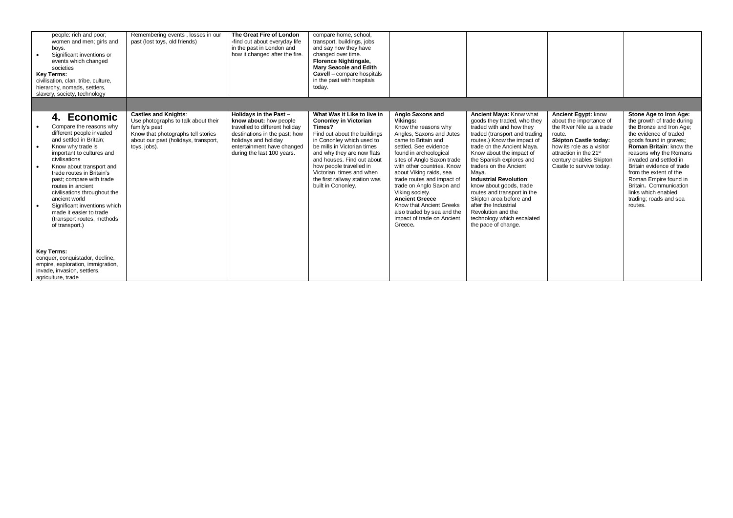| | | | | | | | |
|---|---|---|---|---|---|---|---|
| people: rich and poor; women and men; girls and boys.<br>• Significant inventions or events which changed societies<br>**Key Terms:**<br>civilisation, clan, tribe, culture, hierarchy, nomads, settlers, slavery, society, technology | Remembering events , losses in our past (lost toys, old friends) | **The Great Fire of London** -find out about everyday life in the past in London and how it changed after the fire. | compare home, school, transport, buildings, jobs and say how they have changed over time.<br>**Florence Nightingale, Mary Seacole and Edith Cavell** – compare hospitals in the past with hospitals today. | | | | |
| | | | | | | | |
| **4. Economic**<br>• Compare the reasons why different people invaded and settled in Britain;<br>• Know why trade is important to cultures and civilisations<br>• Know about transport and trade routes in Britain's past; compare with trade routes in ancient civilisations throughout the ancient world<br>• Significant inventions which made it easier to trade (transport routes, methods of transport.)<br><br>**Key Terms:**<br>conquer, conquistador, decline, empire, exploration, immigration, invade, invasion, settlers, agriculture, trade | **Castles and Knights**:<br>Use photographs to talk about their family's past<br>Know that photographs tell stories about our past (holidays, transport, toys, jobs). | **Holidays in the Past – know about:** how people travelled to different holiday destinations in the past; how holidays and holiday entertainment have changed during the last 100 years. | **What Was it Like to live in Cononley in Victorian Times?**<br>Find out about the buildings in Cononley which used to be mills in Victorian times and why they are now flats and houses. Find out about how people travelled in Victorian times and when the first railway station was built in Cononley. | **Anglo Saxons and Vikings:**<br>Know the reasons why Angles, Saxons and Jutes came to Britain and settled. See evidence found in archeological sites of Anglo Saxon trade with other countries. Know about Viking raids, sea trade routes and impact of trade on Anglo Saxon and Viking society.<br>**Ancient Greece**<br>Know that Ancient Greeks also traded by sea and the impact of trade on Ancient Greece**.** | **Ancient Maya:** Know what goods they traded, who they traded with and how they traded (transport and trading routes.) Know the impact of trade on the Ancient Maya. Know about the impact of the Spanish explores and traders on the Ancient Maya.<br>**Industrial Revolution**:<br>know about goods, trade routes and transport in the Skipton area before and after the Industrial Revolution and the technology which escalated the pace of change. | **Ancient Egypt:** know about the importance of the River Nile as a trade route.<br>**Skipton Castle today:**<br>how its role as a visitor attraction in the 21st century enables Skipton Castle to survive today. | **Stone Age to Iron Age:** the growth of trade during the Bronze and Iron Age; the evidence of traded goods found in graves**;**<br>**Roman Britain**: know the reasons why the Romans invaded and settled in Britain evidence of trade from the extent of the Roman Empire found in Britain**.** Communication links which enabled trading; roads and sea routes. |